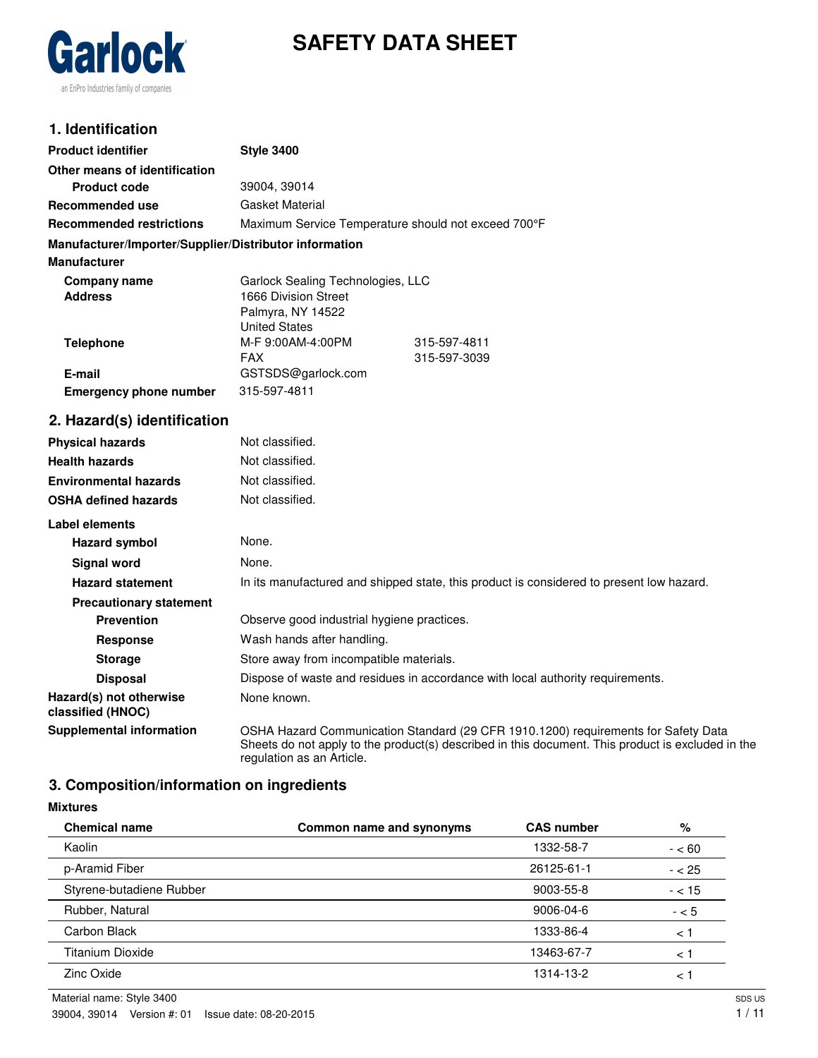Garlock

an EnPro Industries family of companies

# SAFETY DATA SHEET

## 1. Identification

**Product identifier** **Style 3400**

**Other means of identification**

**Product code** 39004, 39014

**Recommended use** Gasket Material

**Recommended restrictions** Maximum Service Temperature should not exceed 700°F

**Manufacturer/Importer/Supplier/Distributor information**

**Manufacturer**

**Company name** Garlock Sealing Technologies, LLC

**Address** 1666 Division Street
Palmyra, NY 14522
United States

**Telephone** M-F 9:00AM-4:00PM 315-597-4811
FAX 315-597-3039

**E-mail** GSTSDS@garlock.com

**Emergency phone number** 315-597-4811

## 2. Hazard(s) identification

**Physical hazards** Not classified.

**Health hazards** Not classified.

**Environmental hazards** Not classified.

**OSHA defined hazards** Not classified.

**Label elements**

**Hazard symbol** None.

**Signal word** None.

**Hazard statement** In its manufactured and shipped state, this product is considered to present low hazard.

**Precautionary statement**

**Prevention** Observe good industrial hygiene practices.

**Response** Wash hands after handling.

**Storage** Store away from incompatible materials.

**Disposal** Dispose of waste and residues in accordance with local authority requirements.

**Hazard(s) not otherwise classified (HNOC)** None known.

**Supplemental information** OSHA Hazard Communication Standard (29 CFR 1910.1200) requirements for Safety Data Sheets do not apply to the product(s) described in this document. This product is excluded in the regulation as an Article.

## 3. Composition/information on ingredients

**Mixtures**

| Chemical name | Common name and synonyms | CAS number | % |
|---|---|---|---|
| Kaolin | | 1332-58-7 | - < 60 |
| p-Aramid Fiber | | 26125-61-1 | - < 25 |
| Styrene-butadiene Rubber | | 9003-55-8 | - < 15 |
| Rubber, Natural | | 9006-04-6 | - < 5 |
| Carbon Black | | 1333-86-4 | < 1 |
| Titanium Dioxide | | 13463-67-7 | < 1 |
| Zinc Oxide | | 1314-13-2 | < 1 |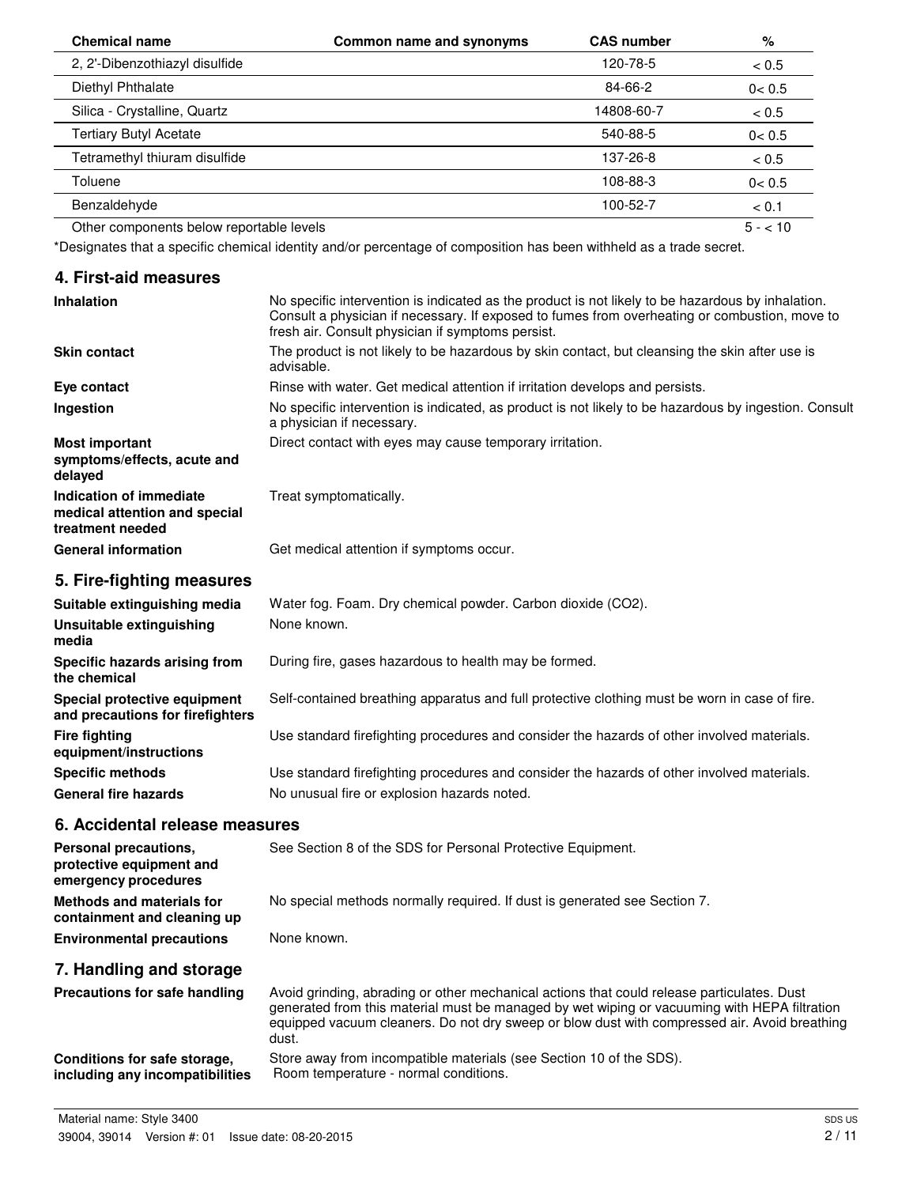| Chemical name | Common name and synonyms | CAS number | % |
|---|---|---|---|
| 2, 2'-Dibenzothiazyl disulfide | | 120-78-5 | < 0.5 |
| Diethyl Phthalate | | 84-66-2 | 0< 0.5 |
| Silica - Crystalline, Quartz | | 14808-60-7 | < 0.5 |
| Tertiary Butyl Acetate | | 540-88-5 | 0< 0.5 |
| Tetramethyl thiuram disulfide | | 137-26-8 | < 0.5 |
| Toluene | | 108-88-3 | 0< 0.5 |
| Benzaldehyde | | 100-52-7 | < 0.1 |
| Other components below reportable levels | | | 5 - < 10 |

*Designates that a specific chemical identity and/or percentage of composition has been withheld as a trade secret.

## 4. First-aid measures

| | |
|---|---|
| **Inhalation** | No specific intervention is indicated as the product is not likely to be hazardous by inhalation. Consult a physician if necessary. If exposed to fumes from overheating or combustion, move to fresh air. Consult physician if symptoms persist. |
| **Skin contact** | The product is not likely to be hazardous by skin contact, but cleansing the skin after use is advisable. |
| **Eye contact** | Rinse with water. Get medical attention if irritation develops and persists. |
| **Ingestion** | No specific intervention is indicated, as product is not likely to be hazardous by ingestion. Consult a physician if necessary. |
| **Most important symptoms/effects, acute and delayed** | Direct contact with eyes may cause temporary irritation. |
| **Indication of immediate medical attention and special treatment needed** | Treat symptomatically. |
| **General information** | Get medical attention if symptoms occur. |

## 5. Fire-fighting measures

| | |
|---|---|
| **Suitable extinguishing media** | Water fog. Foam. Dry chemical powder. Carbon dioxide ($CO_2$). |
| **Unsuitable extinguishing media** | None known. |
| **Specific hazards arising from the chemical** | During fire, gases hazardous to health may be formed. |
| **Special protective equipment and precautions for firefighters** | Self-contained breathing apparatus and full protective clothing must be worn in case of fire. |
| **Fire fighting equipment/instructions** | Use standard firefighting procedures and consider the hazards of other involved materials. |
| **Specific methods** | Use standard firefighting procedures and consider the hazards of other involved materials. |
| **General fire hazards** | No unusual fire or explosion hazards noted. |

## 6. Accidental release measures

| | |
|---|---|
| **Personal precautions, protective equipment and emergency procedures** | See Section 8 of the SDS for Personal Protective Equipment. |
| **Methods and materials for containment and cleaning up** | No special methods normally required. If dust is generated see Section 7. |
| **Environmental precautions** | None known. |

## 7. Handling and storage

| | |
|---|---|
| **Precautions for safe handling** | Avoid grinding, abrading or other mechanical actions that could release particulates. Dust generated from this material must be managed by wet wiping or vacuuming with HEPA filtration equipped vacuum cleaners. Do not dry sweep or blow dust with compressed air. Avoid breathing dust. |
| **Conditions for safe storage, including any incompatibilities** | Store away from incompatible materials (see Section 10 of the SDS). Room temperature - normal conditions. |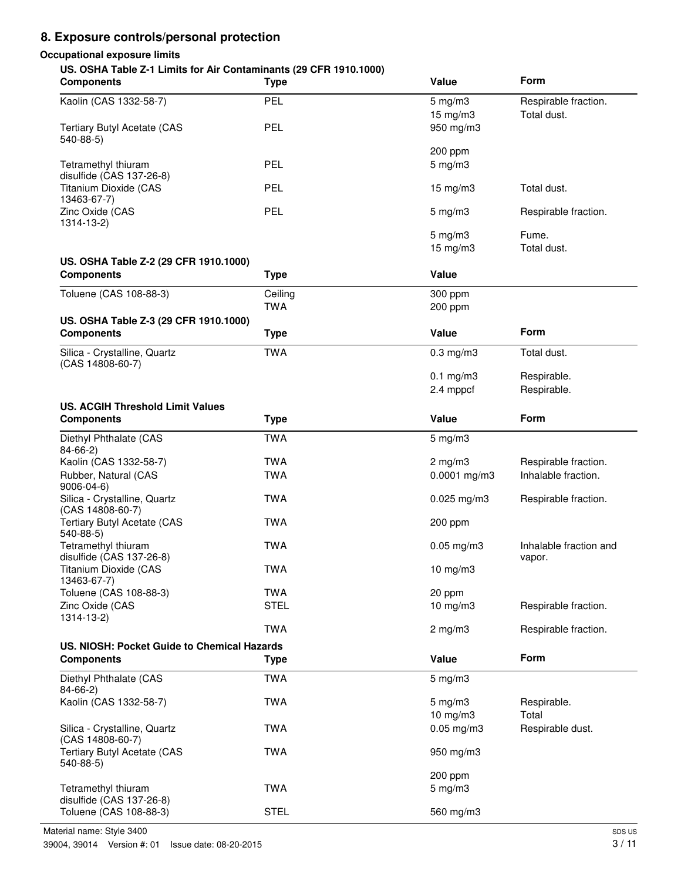## 8. Exposure controls/personal protection

### Occupational exposure limits

**US. OSHA Table Z-1 Limits for Air Contaminants (29 CFR 1910.1000)**

| Components | Type | Value | Form |
|---|---|---|---|
| Kaolin (CAS 1332-58-7) | PEL | 5 mg/m3 | Respirable fraction. |
| | | 15 mg/m3 | Total dust. |
| Tertiary Butyl Acetate (CAS 540-88-5) | PEL | 950 mg/m3 | |
| | | 200 ppm | |
| Tetramethyl thiuram disulfide (CAS 137-26-8) | PEL | 5 mg/m3 | |
| Titanium Dioxide (CAS 13463-67-7) | PEL | 15 mg/m3 | Total dust. |
| Zinc Oxide (CAS 1314-13-2) | PEL | 5 mg/m3 | Respirable fraction. |
| | | 5 mg/m3 | Fume. |
| | | 15 mg/m3 | Total dust. |

**US. OSHA Table Z-2 (29 CFR 1910.1000)**

| Components | Type | Value |
|---|---|---|
| Toluene (CAS 108-88-3) | Ceiling | 300 ppm |
| | TWA | 200 ppm |

**US. OSHA Table Z-3 (29 CFR 1910.1000)**

| Components | Type | Value | Form |
|---|---|---|---|
| Silica - Crystalline, Quartz (CAS 14808-60-7) | TWA | 0.3 mg/m3 | Total dust. |
| | | 0.1 mg/m3 | Respirable. |
| | | 2.4 mppcf | Respirable. |

**US. ACGIH Threshold Limit Values**

| Components | Type | Value | Form |
|---|---|---|---|
| Diethyl Phthalate (CAS 84-66-2) | TWA | 5 mg/m3 | |
| Kaolin (CAS 1332-58-7) | TWA | 2 mg/m3 | Respirable fraction. |
| Rubber, Natural (CAS 9006-04-6) | TWA | 0.0001 mg/m3 | Inhalable fraction. |
| Silica - Crystalline, Quartz (CAS 14808-60-7) | TWA | 0.025 mg/m3 | Respirable fraction. |
| Tertiary Butyl Acetate (CAS 540-88-5) | TWA | 200 ppm | |
| Tetramethyl thiuram disulfide (CAS 137-26-8) | TWA | 0.05 mg/m3 | Inhalable fraction and vapor. |
| Titanium Dioxide (CAS 13463-67-7) | TWA | 10 mg/m3 | |
| Toluene (CAS 108-88-3) | TWA | 20 ppm | |
| Zinc Oxide (CAS 1314-13-2) | STEL | 10 mg/m3 | Respirable fraction. |
| | TWA | 2 mg/m3 | Respirable fraction. |

**US. NIOSH: Pocket Guide to Chemical Hazards**

| Components | Type | Value | Form |
|---|---|---|---|
| Diethyl Phthalate (CAS 84-66-2) | TWA | 5 mg/m3 | |
| Kaolin (CAS 1332-58-7) | TWA | 5 mg/m3 | Respirable. |
| | | 10 mg/m3 | Total |
| Silica - Crystalline, Quartz (CAS 14808-60-7) | TWA | 0.05 mg/m3 | Respirable dust. |
| Tertiary Butyl Acetate (CAS 540-88-5) | TWA | 950 mg/m3 | |
| | | 200 ppm | |
| Tetramethyl thiuram disulfide (CAS 137-26-8) | TWA | 5 mg/m3 | |
| Toluene (CAS 108-88-3) | STEL | 560 mg/m3 | |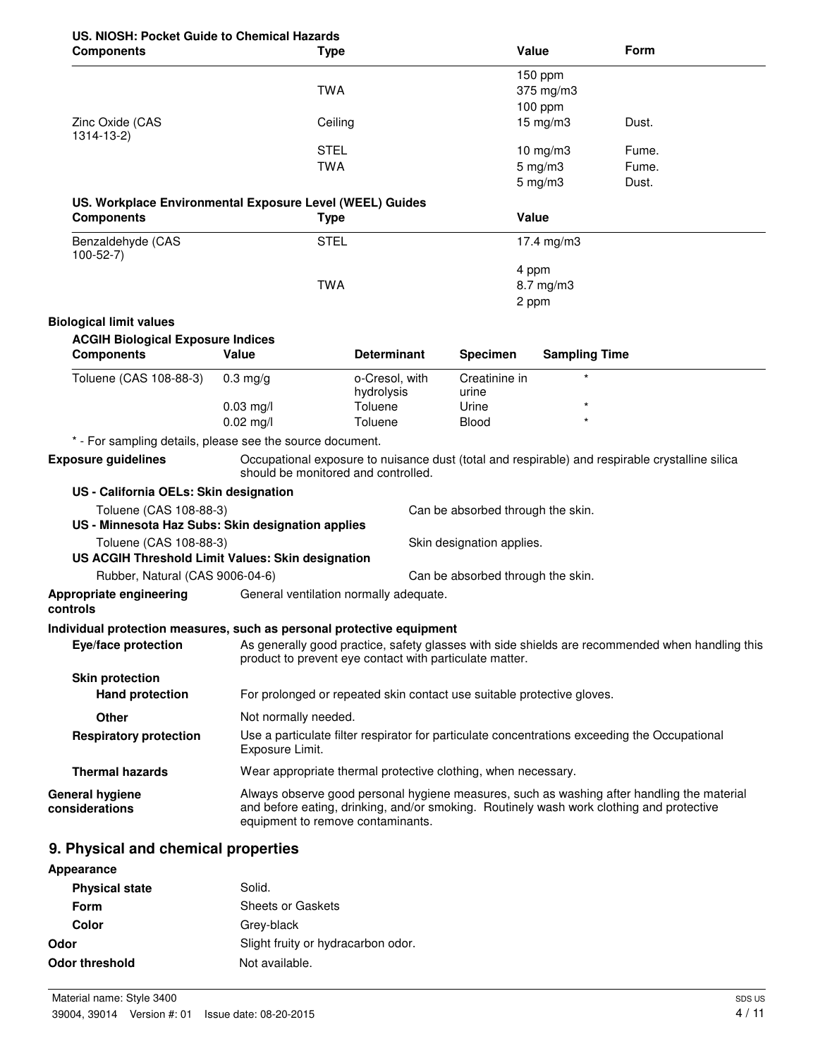**US. NIOSH: Pocket Guide to Chemical Hazards**

| Components | Type | Value | Form |
|---|---|---|---|
| | | 150 ppm | |
| | TWA | 375 mg/m3 | |
| | | 100 ppm | |
| Zinc Oxide (CAS 1314-13-2) | Ceiling | 15 mg/m3 | Dust. |
| | STEL | 10 mg/m3 | Fume. |
| | TWA | 5 mg/m3 | Fume. |
| | | 5 mg/m3 | Dust. |

**US. Workplace Environmental Exposure Level (WEEL) Guides**

| Components | Type | Value |
|---|---|---|
| Benzaldehyde (CAS 100-52-7) | STEL | 17.4 mg/m3 |
| | | 4 ppm |
| | TWA | 8.7 mg/m3 |
| | | 2 ppm |

**Biological limit values**

**ACGIH Biological Exposure Indices**

| Components | Value | Determinant | Specimen | Sampling Time |
|---|---|---|---|---|
| Toluene (CAS 108-88-3) | 0.3 mg/g | o-Cresol, with hydrolysis | Creatinine in urine | * |
| | 0.03 mg/l | Toluene | Urine | * |
| | 0.02 mg/l | Toluene | Blood | * |

* - For sampling details, please see the source document.

**Exposure guidelines** Occupational exposure to nuisance dust (total and respirable) and respirable crystalline silica should be monitored and controlled.

**US - California OELs: Skin designation**

Toluene (CAS 108-88-3) Can be absorbed through the skin.

**US - Minnesota Haz Subs: Skin designation applies**

Toluene (CAS 108-88-3) Skin designation applies.

**US ACGIH Threshold Limit Values: Skin designation**

Rubber, Natural (CAS 9006-04-6) Can be absorbed through the skin.

**Appropriate engineering controls** General ventilation normally adequate.

**Individual protection measures, such as personal protective equipment**

**Eye/face protection** As generally good practice, safety glasses with side shields are recommended when handling this product to prevent eye contact with particulate matter.

**Skin protection**

**Hand protection** For prolonged or repeated skin contact use suitable protective gloves.

**Other** Not normally needed.

**Respiratory protection** Use a particulate filter respirator for particulate concentrations exceeding the Occupational Exposure Limit.

**Thermal hazards** Wear appropriate thermal protective clothing, when necessary.

**General hygiene considerations** Always observe good personal hygiene measures, such as washing after handling the material and before eating, drinking, and/or smoking. Routinely wash work clothing and protective equipment to remove contaminants.

## 9. Physical and chemical properties

**Appearance**

**Physical state** Solid.

**Form** Sheets or Gaskets

**Color** Grey-black

**Odor** Slight fruity or hydracarbon odor.

**Odor threshold** Not available.

Material name: Style 3400

39004, 39014 Version #: 01 Issue date: 08-20-2015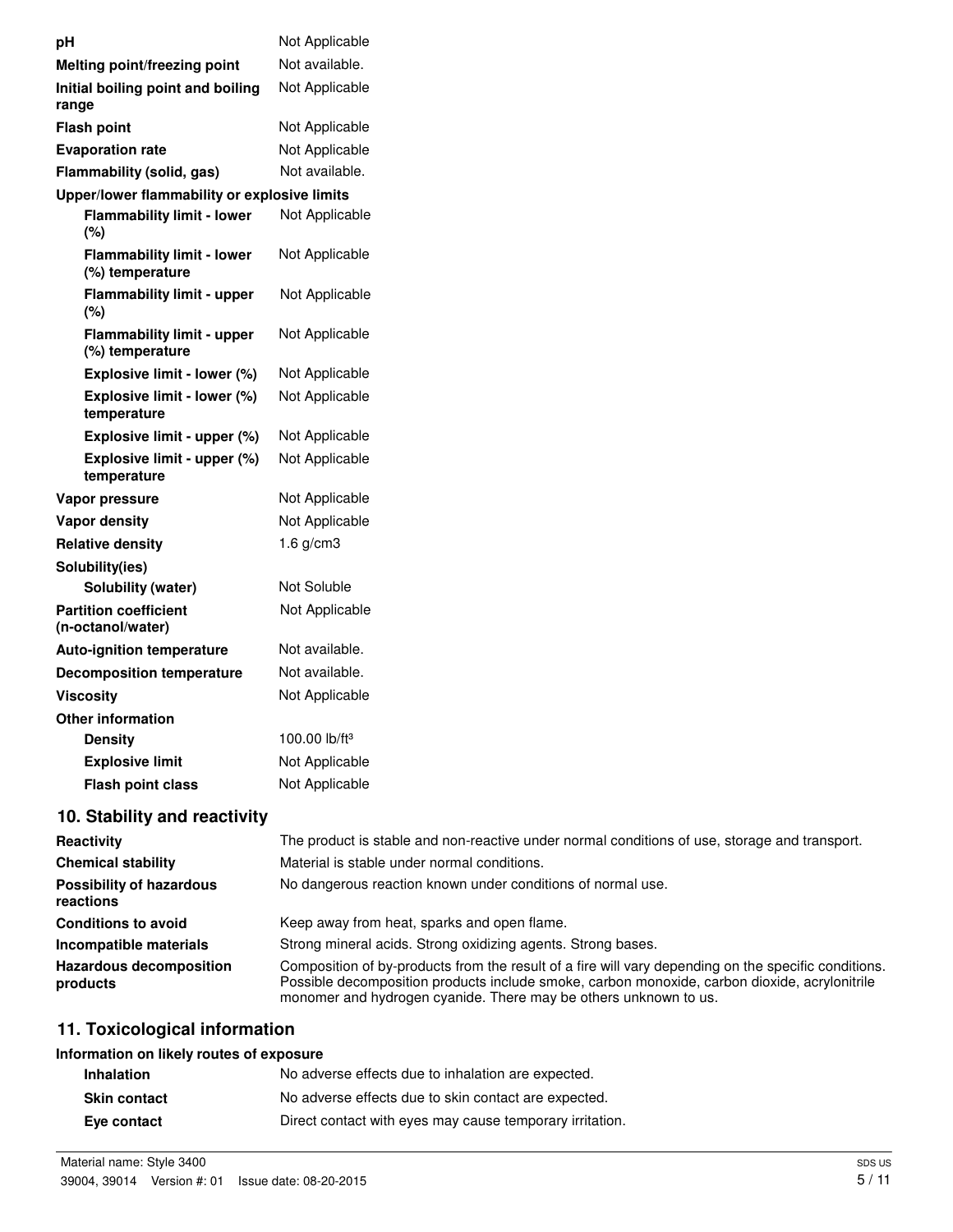| | |
|---|---|
| **pH** | Not Applicable |
| **Melting point/freezing point** | Not available. |
| **Initial boiling point and boiling range** | Not Applicable |
| **Flash point** | Not Applicable |
| **Evaporation rate** | Not Applicable |
| **Flammability (solid, gas)** | Not available. |
| **Upper/lower flammability or explosive limits** | |
| **Flammability limit - lower (%)** | Not Applicable |
| **Flammability limit - lower (%) temperature** | Not Applicable |
| **Flammability limit - upper (%)** | Not Applicable |
| **Flammability limit - upper (%) temperature** | Not Applicable |
| **Explosive limit - lower (%)** | Not Applicable |
| **Explosive limit - lower (%) temperature** | Not Applicable |
| **Explosive limit - upper (%)** | Not Applicable |
| **Explosive limit - upper (%) temperature** | Not Applicable |
| **Vapor pressure** | Not Applicable |
| **Vapor density** | Not Applicable |
| **Relative density** | 1.6 g/cm3 |
| **Solubility(ies)** | |
| **Solubility (water)** | Not Soluble |
| **Partition coefficient (n-octanol/water)** | Not Applicable |
| **Auto-ignition temperature** | Not available. |
| **Decomposition temperature** | Not available. |
| **Viscosity** | Not Applicable |
| **Other information** | |
| **Density** | 100.00 lb/ft³ |
| **Explosive limit** | Not Applicable |
| **Flash point class** | Not Applicable |

## 10. Stability and reactivity

| | |
|---|---|
| **Reactivity** | The product is stable and non-reactive under normal conditions of use, storage and transport. |
| **Chemical stability** | Material is stable under normal conditions. |
| **Possibility of hazardous reactions** | No dangerous reaction known under conditions of normal use. |
| **Conditions to avoid** | Keep away from heat, sparks and open flame. |
| **Incompatible materials** | Strong mineral acids. Strong oxidizing agents. Strong bases. |
| **Hazardous decomposition products** | Composition of by-products from the result of a fire will vary depending on the specific conditions. Possible decomposition products include smoke, carbon monoxide, carbon dioxide, acrylonitrile monomer and hydrogen cyanide. There may be others unknown to us. |

## 11. Toxicological information

**Information on likely routes of exposure**

| | |
|---|---|
| **Inhalation** | No adverse effects due to inhalation are expected. |
| **Skin contact** | No adverse effects due to skin contact are expected. |
| **Eye contact** | Direct contact with eyes may cause temporary irritation. |

Material name: Style 3400

39004, 39014 Version #: 01 Issue date: 08-20-2015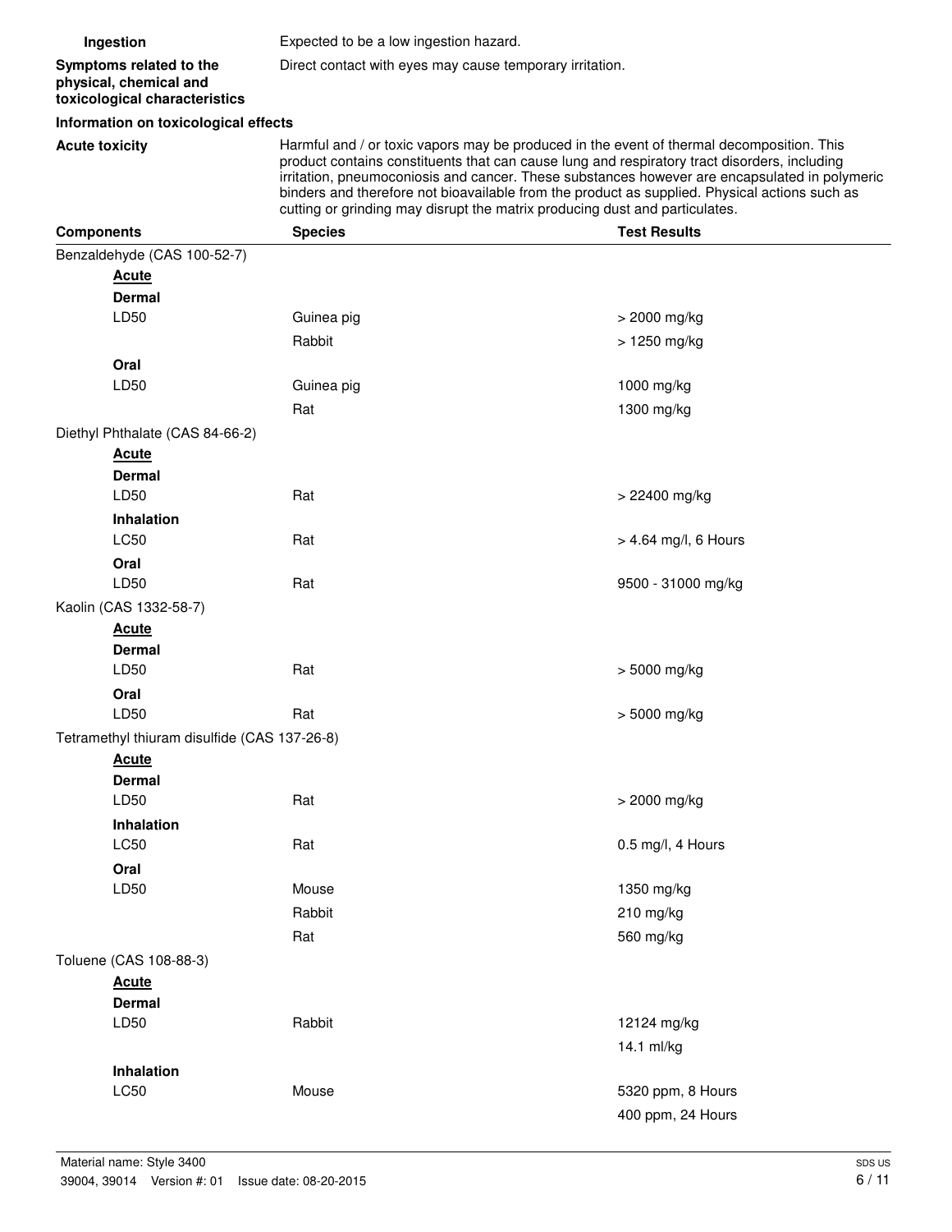**Ingestion** Expected to be a low ingestion hazard.

**Symptoms related to the physical, chemical and toxicological characteristics** Direct contact with eyes may cause temporary irritation.

**Information on toxicological effects**

**Acute toxicity** Harmful and / or toxic vapors may be produced in the event of thermal decomposition. This product contains constituents that can cause lung and respiratory tract disorders, including irritation, pneumoconiosis and cancer. These substances however are encapsulated in polymeric binders and therefore not bioavailable from the product as supplied. Physical actions such as cutting or grinding may disrupt the matrix producing dust and particulates.

| Components | Species | Test Results |
|---|---|---|
| Benzaldehyde (CAS 100-52-7) | | |
| **Acute** | | |
| **Dermal** | | |
| LD50 | Guinea pig | > 2000 mg/kg |
| | Rabbit | > 1250 mg/kg |
| **Oral** | | |
| LD50 | Guinea pig | 1000 mg/kg |
| | Rat | 1300 mg/kg |
| Diethyl Phthalate (CAS 84-66-2) | | |
| **Acute** | | |
| **Dermal** | | |
| LD50 | Rat | > 22400 mg/kg |
| **Inhalation** | | |
| LC50 | Rat | > 4.64 mg/l, 6 Hours |
| **Oral** | | |
| LD50 | Rat | 9500 - 31000 mg/kg |
| Kaolin (CAS 1332-58-7) | | |
| **Acute** | | |
| **Dermal** | | |
| LD50 | Rat | > 5000 mg/kg |
| **Oral** | | |
| LD50 | Rat | > 5000 mg/kg |
| Tetramethyl thiuram disulfide (CAS 137-26-8) | | |
| **Acute** | | |
| **Dermal** | | |
| LD50 | Rat | > 2000 mg/kg |
| **Inhalation** | | |
| LC50 | Rat | 0.5 mg/l, 4 Hours |
| **Oral** | | |
| LD50 | Mouse | 1350 mg/kg |
| | Rabbit | 210 mg/kg |
| | Rat | 560 mg/kg |
| Toluene (CAS 108-88-3) | | |
| **Acute** | | |
| **Dermal** | | |
| LD50 | Rabbit | 12124 mg/kg |
| | | 14.1 ml/kg |
| **Inhalation** | | |
| LC50 | Mouse | 5320 ppm, 8 Hours |
| | | 400 ppm, 24 Hours |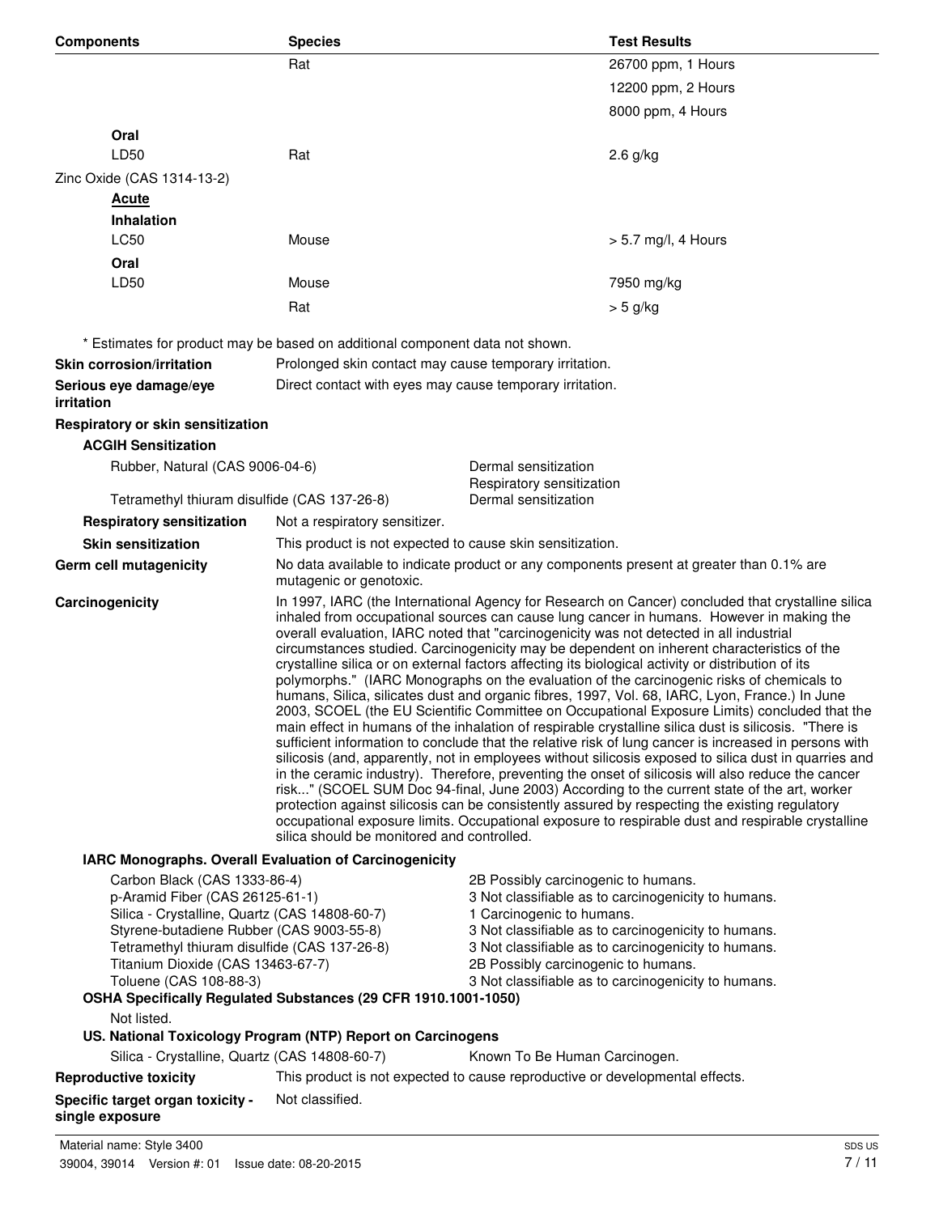| Components | Species | Test Results |
|---|---|---|
| | Rat | 26700 ppm, 1 Hours |
| | | 12200 ppm, 2 Hours |
| | | 8000 ppm, 4 Hours |
| **Oral** | | |
| LD50 | Rat | 2.6 g/kg |
| Zinc Oxide (CAS 1314-13-2) | | |
| **Acute** | | |
| **Inhalation** | | |
| LC50 | Mouse | > 5.7 mg/l, 4 Hours |
| **Oral** | | |
| LD50 | Mouse | 7950 mg/kg |
| | Rat | > 5 g/kg |

\* Estimates for product may be based on additional component data not shown.

**Skin corrosion/irritation** Prolonged skin contact may cause temporary irritation.

**Serious eye damage/eye irritation** Direct contact with eyes may cause temporary irritation.

**Respiratory or skin sensitization**

**ACGIH Sensitization**

| | |
|---|---|
| Rubber, Natural (CAS 9006-04-6) | Dermal sensitization<br>Respiratory sensitization |
| Tetramethyl thiuram disulfide (CAS 137-26-8) | Dermal sensitization |

**Respiratory sensitization** Not a respiratory sensitizer.

**Skin sensitization** This product is not expected to cause skin sensitization.

**Germ cell mutagenicity** No data available to indicate product or any components present at greater than 0.1% are mutagenic or genotoxic.

**Carcinogenicity** In 1997, IARC (the International Agency for Research on Cancer) concluded that crystalline silica inhaled from occupational sources can cause lung cancer in humans. However in making the overall evaluation, IARC noted that "carcinogenicity was not detected in all industrial circumstances studied. Carcinogenicity may be dependent on inherent characteristics of the crystalline silica or on external factors affecting its biological activity or distribution of its polymorphs." (IARC Monographs on the evaluation of the carcinogenic risks of chemicals to humans, Silica, silicates dust and organic fibres, 1997, Vol. 68, IARC, Lyon, France.) In June 2003, SCOEL (the EU Scientific Committee on Occupational Exposure Limits) concluded that the main effect in humans of the inhalation of respirable crystalline silica dust is silicosis. "There is sufficient information to conclude that the relative risk of lung cancer is increased in persons with silicosis (and, apparently, not in employees without silicosis exposed to silica dust in quarries and in the ceramic industry). Therefore, preventing the onset of silicosis will also reduce the cancer risk..." (SCOEL SUM Doc 94-final, June 2003) According to the current state of the art, worker protection against silicosis can be consistently assured by respecting the existing regulatory occupational exposure limits. Occupational exposure to respirable dust and respirable crystalline silica should be monitored and controlled.

**IARC Monographs. Overall Evaluation of Carcinogenicity**

| | |
|---|---|
| Carbon Black (CAS 1333-86-4) | 2B Possibly carcinogenic to humans. |
| p-Aramid Fiber (CAS 26125-61-1) | 3 Not classifiable as to carcinogenicity to humans. |
| Silica - Crystalline, Quartz (CAS 14808-60-7) | 1 Carcinogenic to humans. |
| Styrene-butadiene Rubber (CAS 9003-55-8) | 3 Not classifiable as to carcinogenicity to humans. |
| Tetramethyl thiuram disulfide (CAS 137-26-8) | 3 Not classifiable as to carcinogenicity to humans. |
| Titanium Dioxide (CAS 13463-67-7) | 2B Possibly carcinogenic to humans. |
| Toluene (CAS 108-88-3) | 3 Not classifiable as to carcinogenicity to humans. |

**OSHA Specifically Regulated Substances (29 CFR 1910.1001-1050)**

Not listed.

**US. National Toxicology Program (NTP) Report on Carcinogens**

| | |
|---|---|
| Silica - Crystalline, Quartz (CAS 14808-60-7) | Known To Be Human Carcinogen. |

**Reproductive toxicity** This product is not expected to cause reproductive or developmental effects.

**Specific target organ toxicity - single exposure** Not classified.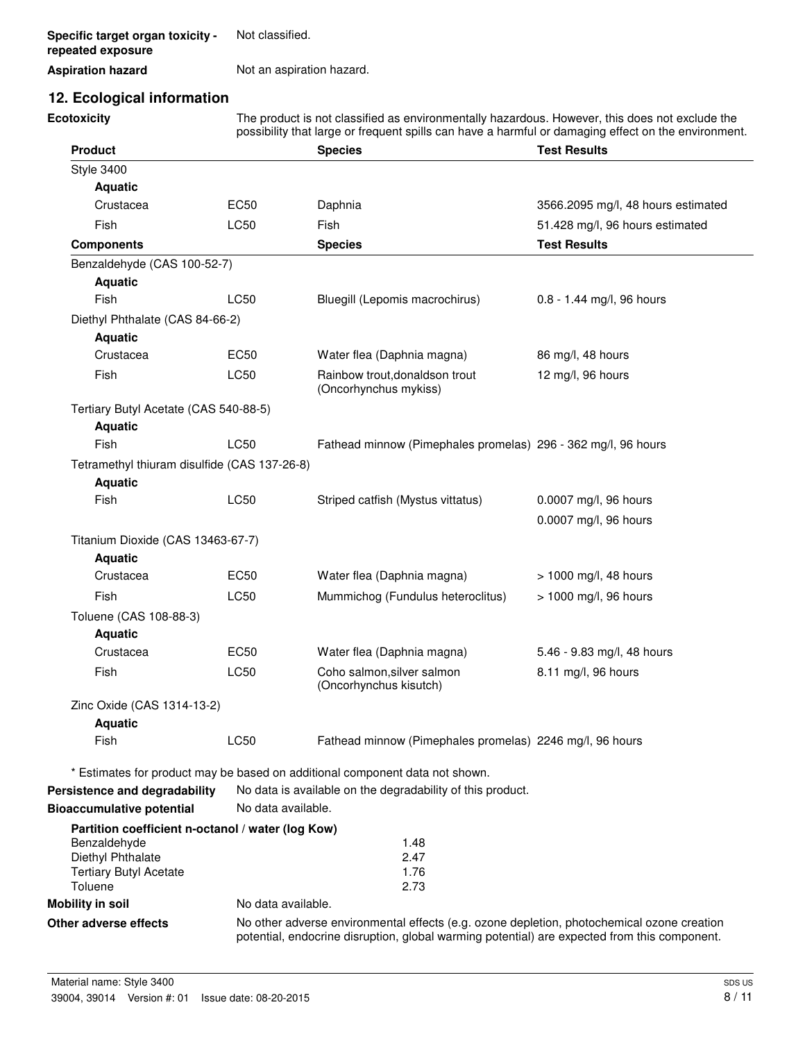**Specific target organ toxicity - repeated exposure** Not classified.

**Aspiration hazard** Not an aspiration hazard.

## 12. Ecological information

**Ecotoxicity** The product is not classified as environmentally hazardous. However, this does not exclude the possibility that large or frequent spills can have a harmful or damaging effect on the environment.

| Product | | Species | Test Results |
|---|---|---|---|
| Style 3400 | | | |
| **Aquatic** | | | |
| Crustacea | EC50 | Daphnia | 3566.2095 mg/l, 48 hours estimated |
| Fish | LC50 | Fish | 51.428 mg/l, 96 hours estimated |
| **Components** | | **Species** | **Test Results** |
| Benzaldehyde (CAS 100-52-7) | | | |
| **Aquatic** | | | |
| Fish | LC50 | Bluegill (Lepomis macrochirus) | 0.8 - 1.44 mg/l, 96 hours |
| Diethyl Phthalate (CAS 84-66-2) | | | |
| **Aquatic** | | | |
| Crustacea | EC50 | Water flea (Daphnia magna) | 86 mg/l, 48 hours |
| Fish | LC50 | Rainbow trout,donaldson trout (Oncorhynchus mykiss) | 12 mg/l, 96 hours |
| Tertiary Butyl Acetate (CAS 540-88-5) | | | |
| **Aquatic** | | | |
| Fish | LC50 | Fathead minnow (Pimephales promelas) | 296 - 362 mg/l, 96 hours |
| Tetramethyl thiuram disulfide (CAS 137-26-8) | | | |
| **Aquatic** | | | |
| Fish | LC50 | Striped catfish (Mystus vittatus) | 0.0007 mg/l, 96 hours |
| | | | 0.0007 mg/l, 96 hours |
| Titanium Dioxide (CAS 13463-67-7) | | | |
| **Aquatic** | | | |
| Crustacea | EC50 | Water flea (Daphnia magna) | > 1000 mg/l, 48 hours |
| Fish | LC50 | Mummichog (Fundulus heteroclitus) | > 1000 mg/l, 96 hours |
| Toluene (CAS 108-88-3) | | | |
| **Aquatic** | | | |
| Crustacea | EC50 | Water flea (Daphnia magna) | 5.46 - 9.83 mg/l, 48 hours |
| Fish | LC50 | Coho salmon,silver salmon (Oncorhynchus kisutch) | 8.11 mg/l, 96 hours |
| Zinc Oxide (CAS 1314-13-2) | | | |
| **Aquatic** | | | |
| Fish | LC50 | Fathead minnow (Pimephales promelas) | 2246 mg/l, 96 hours |

* Estimates for product may be based on additional component data not shown.

**Persistence and degradability** No data is available on the degradability of this product.

**Bioaccumulative potential** No data available.

**Partition coefficient n-octanol / water (log Kow)**

| | |
|---|---|
| Benzaldehyde | 1.48 |
| Diethyl Phthalate | 2.47 |
| Tertiary Butyl Acetate | 1.76 |
| Toluene | 2.73 |

**Mobility in soil** No data available.

**Other adverse effects** No other adverse environmental effects (e.g. ozone depletion, photochemical ozone creation potential, endocrine disruption, global warming potential) are expected from this component.

Material name: Style 3400

39004, 39014 Version #: 01 Issue date: 08-20-2015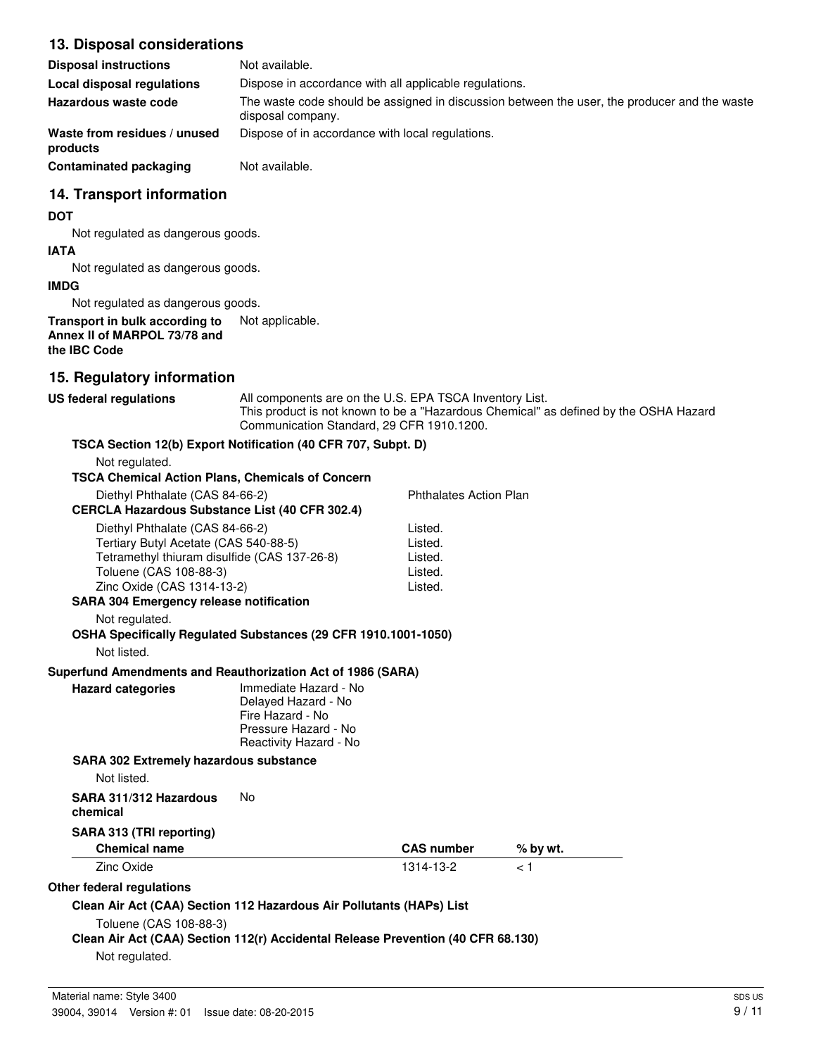## 13. Disposal considerations

**Disposal instructions** Not available.

**Local disposal regulations** Dispose in accordance with all applicable regulations.

**Hazardous waste code** The waste code should be assigned in discussion between the user, the producer and the waste disposal company.

**Waste from residues / unused products** Dispose of in accordance with local regulations.

**Contaminated packaging** Not available.

## 14. Transport information

**DOT**

Not regulated as dangerous goods.

**IATA**

Not regulated as dangerous goods.

**IMDG**

Not regulated as dangerous goods.

**Transport in bulk according to Annex II of MARPOL 73/78 and the IBC Code** Not applicable.

## 15. Regulatory information

**US federal regulations** All components are on the U.S. EPA TSCA Inventory List.
This product is not known to be a "Hazardous Chemical" as defined by the OSHA Hazard Communication Standard, 29 CFR 1910.1200.

**TSCA Section 12(b) Export Notification (40 CFR 707, Subpt. D)**

Not regulated.

**TSCA Chemical Action Plans, Chemicals of Concern**

| | |
|---|---|
| Diethyl Phthalate (CAS 84-66-2) | Phthalates Action Plan |

**CERCLA Hazardous Substance List (40 CFR 302.4)**

| | |
|---|---|
| Diethyl Phthalate (CAS 84-66-2) | Listed. |
| Tertiary Butyl Acetate (CAS 540-88-5) | Listed. |
| Tetramethyl thiuram disulfide (CAS 137-26-8) | Listed. |
| Toluene (CAS 108-88-3) | Listed. |
| Zinc Oxide (CAS 1314-13-2) | Listed. |

**SARA 304 Emergency release notification**

Not regulated.

**OSHA Specifically Regulated Substances (29 CFR 1910.1001-1050)**

Not listed.

**Superfund Amendments and Reauthorization Act of 1986 (SARA)**

**Hazard categories**
Immediate Hazard - No
Delayed Hazard - No
Fire Hazard - No
Pressure Hazard - No
Reactivity Hazard - No

**SARA 302 Extremely hazardous substance**

Not listed.

**SARA 311/312 Hazardous chemical** No

**SARA 313 (TRI reporting)**

| Chemical name | CAS number | % by wt. |
|---|---|---|
| Zinc Oxide | 1314-13-2 | < 1 |

**Other federal regulations**

**Clean Air Act (CAA) Section 112 Hazardous Air Pollutants (HAPs) List**

Toluene (CAS 108-88-3)

**Clean Air Act (CAA) Section 112(r) Accidental Release Prevention (40 CFR 68.130)**

Not regulated.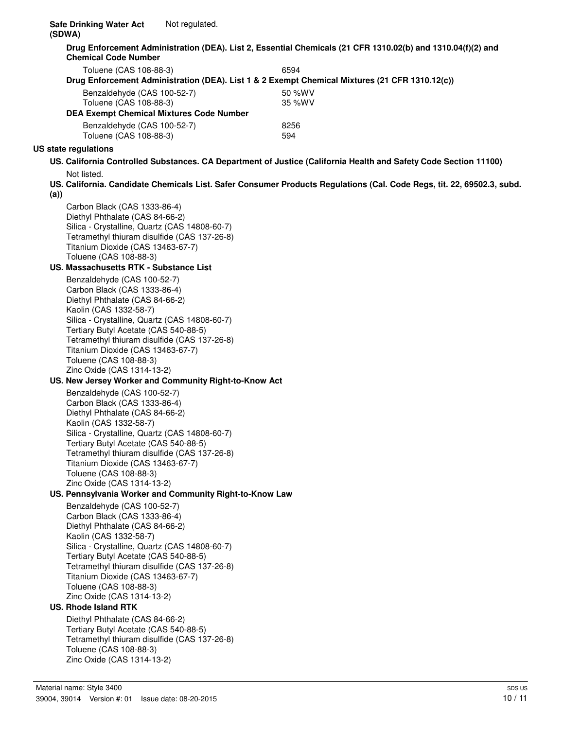**Safe Drinking Water Act (SDWA)** Not regulated.

**Drug Enforcement Administration (DEA). List 2, Essential Chemicals (21 CFR 1310.02(b) and 1310.04(f)(2) and Chemical Code Number**

| | |
|---|---|
| Toluene (CAS 108-88-3) | 6594 |

**Drug Enforcement Administration (DEA). List 1 & 2 Exempt Chemical Mixtures (21 CFR 1310.12(c))**

| | |
|---|---|
| Benzaldehyde (CAS 100-52-7) | 50 %WV |
| Toluene (CAS 108-88-3) | 35 %WV |

**DEA Exempt Chemical Mixtures Code Number**

| | |
|---|---|
| Benzaldehyde (CAS 100-52-7) | 8256 |
| Toluene (CAS 108-88-3) | 594 |

**US state regulations**

**US. California Controlled Substances. CA Department of Justice (California Health and Safety Code Section 11100)**

Not listed.

**US. California. Candidate Chemicals List. Safer Consumer Products Regulations (Cal. Code Regs, tit. 22, 69502.3, subd. (a))**

Carbon Black (CAS 1333-86-4)
Diethyl Phthalate (CAS 84-66-2)
Silica - Crystalline, Quartz (CAS 14808-60-7)
Tetramethyl thiuram disulfide (CAS 137-26-8)
Titanium Dioxide (CAS 13463-67-7)
Toluene (CAS 108-88-3)

**US. Massachusetts RTK - Substance List**

Benzaldehyde (CAS 100-52-7)
Carbon Black (CAS 1333-86-4)
Diethyl Phthalate (CAS 84-66-2)
Kaolin (CAS 1332-58-7)
Silica - Crystalline, Quartz (CAS 14808-60-7)
Tertiary Butyl Acetate (CAS 540-88-5)
Tetramethyl thiuram disulfide (CAS 137-26-8)
Titanium Dioxide (CAS 13463-67-7)
Toluene (CAS 108-88-3)
Zinc Oxide (CAS 1314-13-2)

**US. New Jersey Worker and Community Right-to-Know Act**

Benzaldehyde (CAS 100-52-7)
Carbon Black (CAS 1333-86-4)
Diethyl Phthalate (CAS 84-66-2)
Kaolin (CAS 1332-58-7)
Silica - Crystalline, Quartz (CAS 14808-60-7)
Tertiary Butyl Acetate (CAS 540-88-5)
Tetramethyl thiuram disulfide (CAS 137-26-8)
Titanium Dioxide (CAS 13463-67-7)
Toluene (CAS 108-88-3)
Zinc Oxide (CAS 1314-13-2)

**US. Pennsylvania Worker and Community Right-to-Know Law**

Benzaldehyde (CAS 100-52-7)
Carbon Black (CAS 1333-86-4)
Diethyl Phthalate (CAS 84-66-2)
Kaolin (CAS 1332-58-7)
Silica - Crystalline, Quartz (CAS 14808-60-7)
Tertiary Butyl Acetate (CAS 540-88-5)
Tetramethyl thiuram disulfide (CAS 137-26-8)
Titanium Dioxide (CAS 13463-67-7)
Toluene (CAS 108-88-3)
Zinc Oxide (CAS 1314-13-2)

**US. Rhode Island RTK**

Diethyl Phthalate (CAS 84-66-2)
Tertiary Butyl Acetate (CAS 540-88-5)
Tetramethyl thiuram disulfide (CAS 137-26-8)
Toluene (CAS 108-88-3)
Zinc Oxide (CAS 1314-13-2)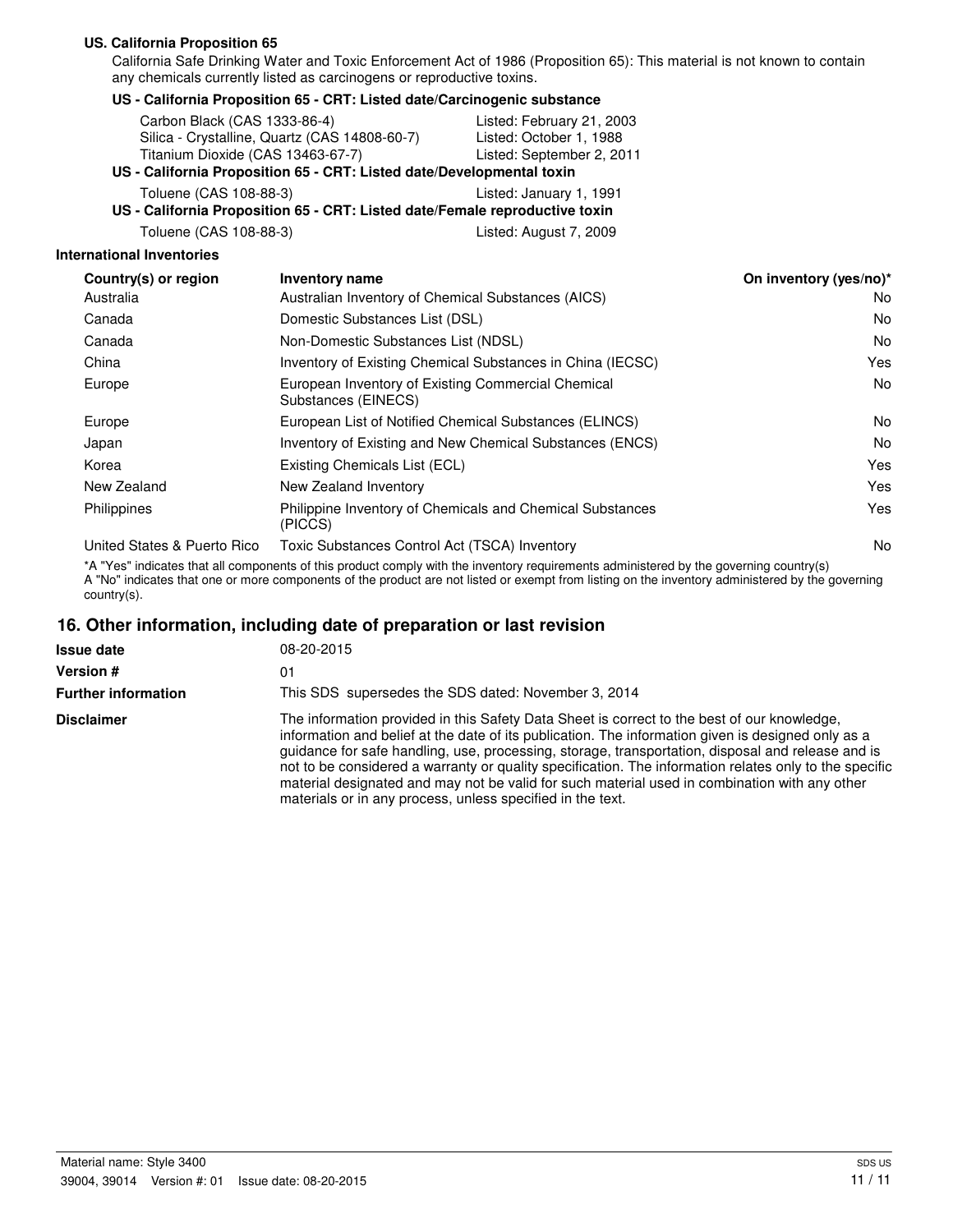**US. California Proposition 65**

California Safe Drinking Water and Toxic Enforcement Act of 1986 (Proposition 65): This material is not known to contain any chemicals currently listed as carcinogens or reproductive toxins.

**US - California Proposition 65 - CRT: Listed date/Carcinogenic substance**

| | |
|---|---|
| Carbon Black (CAS 1333-86-4) | Listed: February 21, 2003 |
| Silica - Crystalline, Quartz (CAS 14808-60-7) | Listed: October 1, 1988 |
| Titanium Dioxide (CAS 13463-67-7) | Listed: September 2, 2011 |

**US - California Proposition 65 - CRT: Listed date/Developmental toxin**

| | |
|---|---|
| Toluene (CAS 108-88-3) | Listed: January 1, 1991 |

**US - California Proposition 65 - CRT: Listed date/Female reproductive toxin**

| | |
|---|---|
| Toluene (CAS 108-88-3) | Listed: August 7, 2009 |

**International Inventories**

| Country(s) or region | Inventory name | On inventory (yes/no)* |
|---|---|---|
| Australia | Australian Inventory of Chemical Substances (AICS) | No |
| Canada | Domestic Substances List (DSL) | No |
| Canada | Non-Domestic Substances List (NDSL) | No |
| China | Inventory of Existing Chemical Substances in China (IECSC) | Yes |
| Europe | European Inventory of Existing Commercial Chemical Substances (EINECS) | No |
| Europe | European List of Notified Chemical Substances (ELINCS) | No |
| Japan | Inventory of Existing and New Chemical Substances (ENCS) | No |
| Korea | Existing Chemicals List (ECL) | Yes |
| New Zealand | New Zealand Inventory | Yes |
| Philippines | Philippine Inventory of Chemicals and Chemical Substances (PICCS) | Yes |
| United States & Puerto Rico | Toxic Substances Control Act (TSCA) Inventory | No |

*A "Yes" indicates that all components of this product comply with the inventory requirements administered by the governing country(s)
A "No" indicates that one or more components of the product are not listed or exempt from listing on the inventory administered by the governing country(s).

## 16. Other information, including date of preparation or last revision

| | |
|---|---|
| **Issue date** | 08-20-2015 |
| **Version #** | 01 |
| **Further information** | This SDS supersedes the SDS dated: November 3, 2014 |
| **Disclaimer** | The information provided in this Safety Data Sheet is correct to the best of our knowledge, information and belief at the date of its publication. The information given is designed only as a guidance for safe handling, use, processing, storage, transportation, disposal and release and is not to be considered a warranty or quality specification. The information relates only to the specific material designated and may not be valid for such material used in combination with any other materials or in any process, unless specified in the text. |